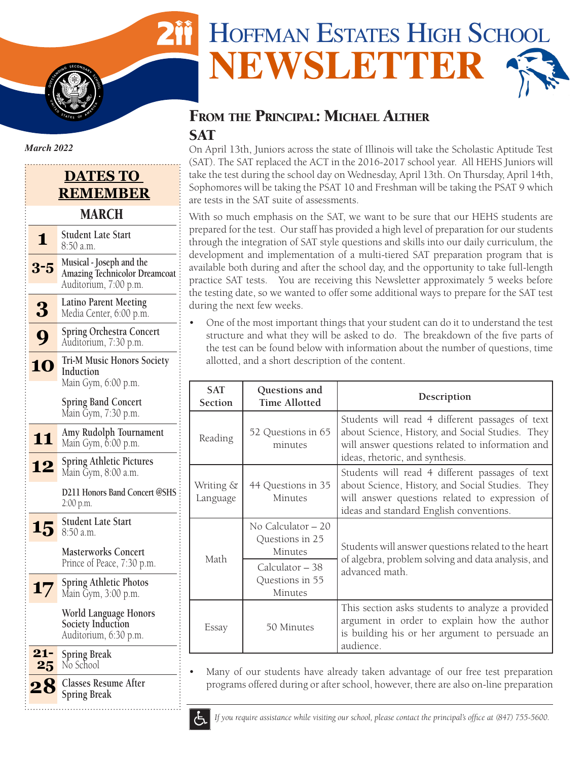# Hoffman Estates High School NEWSLETTER

*March 2022*

## DATES TO REMEMBER

### MARCH

| Date | Event |
|---|---|
| **1** | **Student Late Start** 8:50 a.m. |
| **3-5** | **Musical - Joseph and the Amazing Technicolor Dreamcoat** Auditorium, 7:00 p.m. |
| **3** | **Latino Parent Meeting** Media Center, 6:00 p.m. |
| **9** | **Spring Orchestra Concert** Auditorium, 7:30 p.m. |
| **10** | **Tri-M Music Honors Society Induction** Main Gym, 6:00 p.m. |
| | **Spring Band Concert** Main Gym, 7:30 p.m. |
| **11** | **Amy Rudolph Tournament** Main Gym, 6:00 p.m. |
| **12** | **Spring Athletic Pictures** Main Gym, 8:00 a.m. |
| | **D211 Honors Band Concert @SHS** 2:00 p.m. |
| **15** | **Student Late Start** 8:50 a.m. |
| | **Masterworks Concert** Prince of Peace, 7:30 p.m. |
| **17** | **Spring Athletic Photos** Main Gym, 3:00 p.m. |
| | **World Language Honors Society Induction** Auditorium, 6:30 p.m. |
| **21-25** | **Spring Break** No School |
| **28** | **Classes Resume After Spring Break** |

## From the Principal: Michael Alther

### SAT

On April 13th, Juniors across the state of Illinois will take the Scholastic Aptitude Test (SAT). The SAT replaced the ACT in the 2016-2017 school year. All HEHS Juniors will take the test during the school day on Wednesday, April 13th. On Thursday, April 14th, Sophomores will be taking the PSAT 10 and Freshman will be taking the PSAT 9 which are tests in the SAT suite of assessments.

With so much emphasis on the SAT, we want to be sure that our HEHS students are prepared for the test. Our staff has provided a high level of preparation for our students through the integration of SAT style questions and skills into our daily curriculum, the development and implementation of a multi-tiered SAT preparation program that is available both during and after the school day, and the opportunity to take full-length practice SAT tests. You are receiving this Newsletter approximately 5 weeks before the testing date, so we wanted to offer some additional ways to prepare for the SAT test during the next few weeks.

- One of the most important things that your student can do it to understand the test structure and what they will be asked to do. The breakdown of the five parts of the test can be found below with information about the number of questions, time allotted, and a short description of the content.

| SAT Section | Questions and Time Allotted | Description |
|---|---|---|
| Reading | 52 Questions in 65 minutes | Students will read 4 different passages of text about Science, History, and Social Studies. They will answer questions related to information and ideas, rhetoric, and synthesis. |
| Writing & Language | 44 Questions in 35 Minutes | Students will read 4 different passages of text about Science, History, and Social Studies. They will answer questions related to expression of ideas and standard English conventions. |
| Math | No Calculator – 20 Questions in 25 Minutes | Students will answer questions related to the heart of algebra, problem solving and data analysis, and advanced math. |
| | Calculator – 38 Questions in 55 Minutes | |
| Essay | 50 Minutes | This section asks students to analyze a provided argument in order to explain how the author is building his or her argument to persuade an audience. |

- Many of our students have already taken advantage of our free test preparation programs offered during or after school, however, there are also on-line preparation

*If you require assistance while visiting our school, please contact the principal's office at (847) 755-5600.*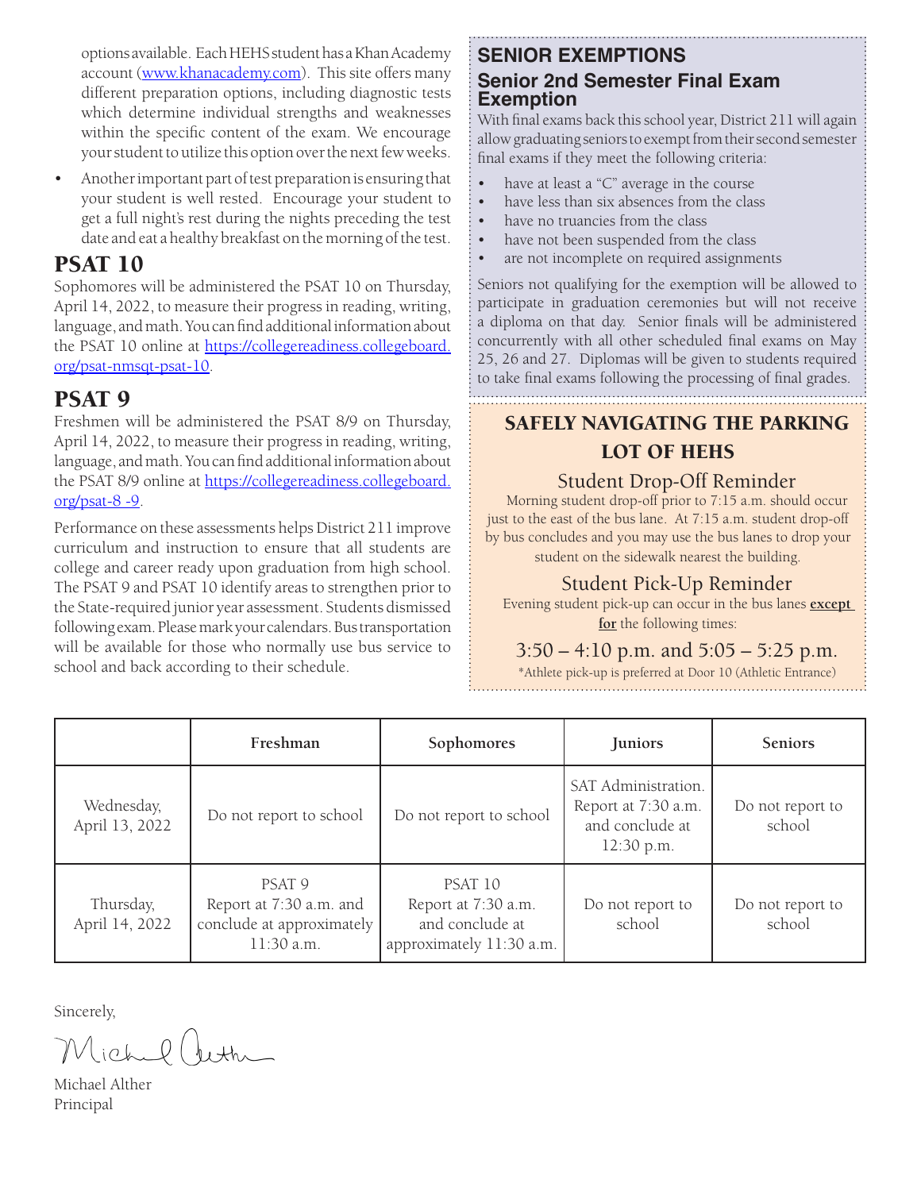options available. Each HEHS student has a Khan Academy account (www.khanacademy.com). This site offers many different preparation options, including diagnostic tests which determine individual strengths and weaknesses within the specific content of the exam. We encourage your student to utilize this option over the next few weeks.

- Another important part of test preparation is ensuring that your student is well rested. Encourage your student to get a full night's rest during the nights preceding the test date and eat a healthy breakfast on the morning of the test.

## PSAT 10

Sophomores will be administered the PSAT 10 on Thursday, April 14, 2022, to measure their progress in reading, writing, language, and math. You can find additional information about the PSAT 10 online at https://collegereadiness.collegeboard.org/psat-nmsqt-psat-10.

## PSAT 9

Freshmen will be administered the PSAT 8/9 on Thursday, April 14, 2022, to measure their progress in reading, writing, language, and math. You can find additional information about the PSAT 8/9 online at https://collegereadiness.collegeboard.org/psat-8 -9.

Performance on these assessments helps District 211 improve curriculum and instruction to ensure that all students are college and career ready upon graduation from high school. The PSAT 9 and PSAT 10 identify areas to strengthen prior to the State-required junior year assessment. Students dismissed following exam. Please mark your calendars. Bus transportation will be available for those who normally use bus service to school and back according to their schedule.

## SENIOR EXEMPTIONS

### Senior 2nd Semester Final Exam Exemption

With final exams back this school year, District 211 will again allow graduating seniors to exempt from their second semester final exams if they meet the following criteria:

- have at least a "C" average in the course
- have less than six absences from the class
- have no truancies from the class
- have not been suspended from the class
- are not incomplete on required assignments

Seniors not qualifying for the exemption will be allowed to participate in graduation ceremonies but will not receive a diploma on that day. Senior finals will be administered concurrently with all other scheduled final exams on May 25, 26 and 27. Diplomas will be given to students required to take final exams following the processing of final grades.

## SAFELY NAVIGATING THE PARKING LOT OF HEHS

### Student Drop-Off Reminder

Morning student drop-off prior to 7:15 a.m. should occur just to the east of the bus lane. At 7:15 a.m. student drop-off by bus concludes and you may use the bus lanes to drop your student on the sidewalk nearest the building.

### Student Pick-Up Reminder

Evening student pick-up can occur in the bus lanes **except for** the following times:

3:50 – 4:10 p.m. and 5:05 – 5:25 p.m.

*Athlete pick-up is preferred at Door 10 (Athletic Entrance)

| | Freshman | Sophomores | Juniors | Seniors |
|---|---|---|---|---|
| Wednesday, April 13, 2022 | Do not report to school | Do not report to school | SAT Administration. Report at 7:30 a.m. and conclude at 12:30 p.m. | Do not report to school |
| Thursday, April 14, 2022 | PSAT 9 Report at 7:30 a.m. and conclude at approximately 11:30 a.m. | PSAT 10 Report at 7:30 a.m. and conclude at approximately 11:30 a.m. | Do not report to school | Do not report to school |

Sincerely,

Michael Alther
Principal